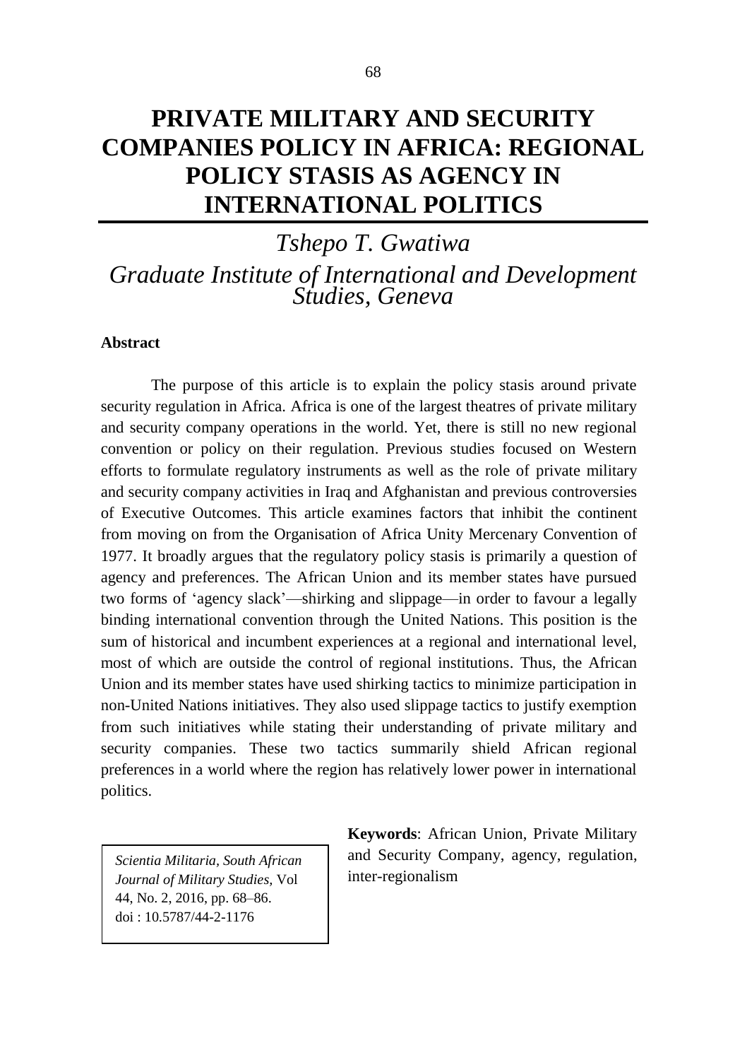# PRIVATE MILITARY AND SECURITY COMPANIES POLICY IN AFRICA: REGIONAL POLICY STASIS AS AGENCY IN INTERNATIONAL POLITICS

*Tshepo T. Gwatiwa*

*Graduate Institute of International and Development Studies, Geneva*

**Abstract**

The purpose of this article is to explain the policy stasis around private security regulation in Africa. Africa is one of the largest theatres of private military and security company operations in the world. Yet, there is still no new regional convention or policy on their regulation. Previous studies focused on Western efforts to formulate regulatory instruments as well as the role of private military and security company activities in Iraq and Afghanistan and previous controversies of Executive Outcomes. This article examines factors that inhibit the continent from moving on from the Organisation of Africa Unity Mercenary Convention of 1977. It broadly argues that the regulatory policy stasis is primarily a question of agency and preferences. The African Union and its member states have pursued two forms of 'agency slack'—shirking and slippage—in order to favour a legally binding international convention through the United Nations. This position is the sum of historical and incumbent experiences at a regional and international level, most of which are outside the control of regional institutions. Thus, the African Union and its member states have used shirking tactics to minimize participation in non-United Nations initiatives. They also used slippage tactics to justify exemption from such initiatives while stating their understanding of private military and security companies. These two tactics summarily shield African regional preferences in a world where the region has relatively lower power in international politics.

*Scientia Militaria, South African Journal of Military Studies,* Vol 44, No. 2, 2016, pp. 68–86.
doi : 10.5787/44-2-1176

**Keywords**: African Union, Private Military and Security Company, agency, regulation, inter-regionalism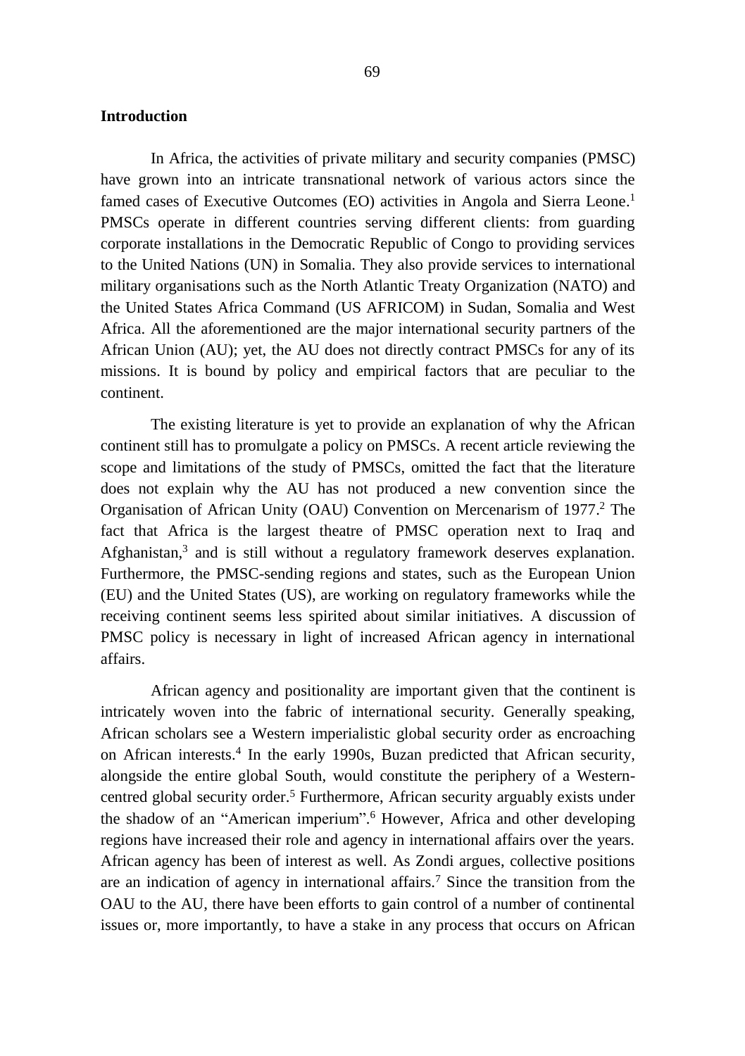## Introduction

In Africa, the activities of private military and security companies (PMSC) have grown into an intricate transnational network of various actors since the famed cases of Executive Outcomes (EO) activities in Angola and Sierra Leone.[1] PMSCs operate in different countries serving different clients: from guarding corporate installations in the Democratic Republic of Congo to providing services to the United Nations (UN) in Somalia. They also provide services to international military organisations such as the North Atlantic Treaty Organization (NATO) and the United States Africa Command (US AFRICOM) in Sudan, Somalia and West Africa. All the aforementioned are the major international security partners of the African Union (AU); yet, the AU does not directly contract PMSCs for any of its missions. It is bound by policy and empirical factors that are peculiar to the continent.

The existing literature is yet to provide an explanation of why the African continent still has to promulgate a policy on PMSCs. A recent article reviewing the scope and limitations of the study of PMSCs, omitted the fact that the literature does not explain why the AU has not produced a new convention since the Organisation of African Unity (OAU) Convention on Mercenarism of 1977.[2] The fact that Africa is the largest theatre of PMSC operation next to Iraq and Afghanistan,[3] and is still without a regulatory framework deserves explanation. Furthermore, the PMSC-sending regions and states, such as the European Union (EU) and the United States (US), are working on regulatory frameworks while the receiving continent seems less spirited about similar initiatives. A discussion of PMSC policy is necessary in light of increased African agency in international affairs.

African agency and positionality are important given that the continent is intricately woven into the fabric of international security. Generally speaking, African scholars see a Western imperialistic global security order as encroaching on African interests.[4] In the early 1990s, Buzan predicted that African security, alongside the entire global South, would constitute the periphery of a Western-centred global security order.[5] Furthermore, African security arguably exists under the shadow of an "American imperium".[6] However, Africa and other developing regions have increased their role and agency in international affairs over the years. African agency has been of interest as well. As Zondi argues, collective positions are an indication of agency in international affairs.[7] Since the transition from the OAU to the AU, there have been efforts to gain control of a number of continental issues or, more importantly, to have a stake in any process that occurs on African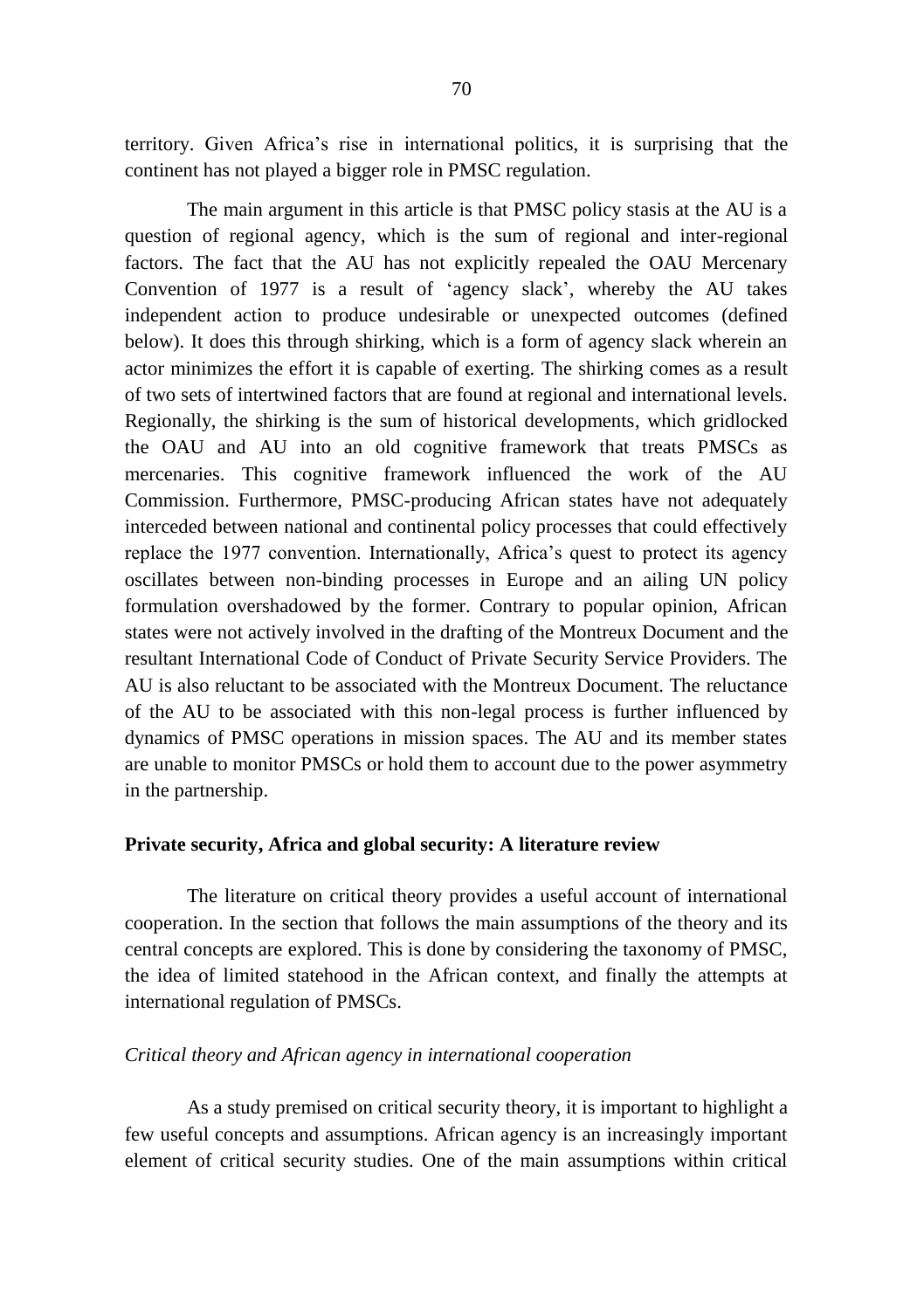territory. Given Africa's rise in international politics, it is surprising that the continent has not played a bigger role in PMSC regulation.

The main argument in this article is that PMSC policy stasis at the AU is a question of regional agency, which is the sum of regional and inter-regional factors. The fact that the AU has not explicitly repealed the OAU Mercenary Convention of 1977 is a result of 'agency slack', whereby the AU takes independent action to produce undesirable or unexpected outcomes (defined below). It does this through shirking, which is a form of agency slack wherein an actor minimizes the effort it is capable of exerting. The shirking comes as a result of two sets of intertwined factors that are found at regional and international levels. Regionally, the shirking is the sum of historical developments, which gridlocked the OAU and AU into an old cognitive framework that treats PMSCs as mercenaries. This cognitive framework influenced the work of the AU Commission. Furthermore, PMSC-producing African states have not adequately interceded between national and continental policy processes that could effectively replace the 1977 convention. Internationally, Africa's quest to protect its agency oscillates between non-binding processes in Europe and an ailing UN policy formulation overshadowed by the former. Contrary to popular opinion, African states were not actively involved in the drafting of the Montreux Document and the resultant International Code of Conduct of Private Security Service Providers. The AU is also reluctant to be associated with the Montreux Document. The reluctance of the AU to be associated with this non-legal process is further influenced by dynamics of PMSC operations in mission spaces. The AU and its member states are unable to monitor PMSCs or hold them to account due to the power asymmetry in the partnership.

## Private security, Africa and global security: A literature review

The literature on critical theory provides a useful account of international cooperation. In the section that follows the main assumptions of the theory and its central concepts are explored. This is done by considering the taxonomy of PMSC, the idea of limited statehood in the African context, and finally the attempts at international regulation of PMSCs.

### *Critical theory and African agency in international cooperation*

As a study premised on critical security theory, it is important to highlight a few useful concepts and assumptions. African agency is an increasingly important element of critical security studies. One of the main assumptions within critical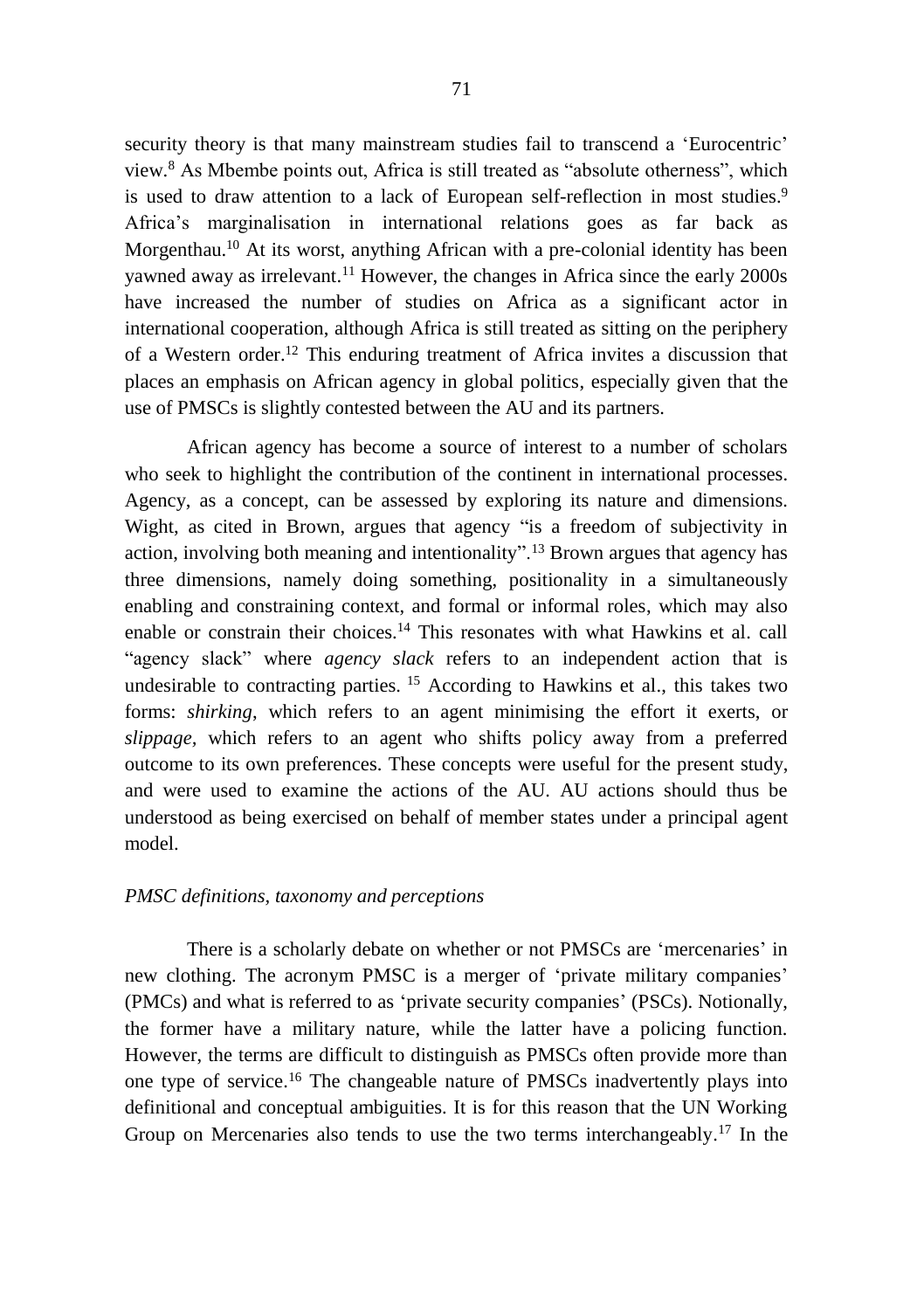security theory is that many mainstream studies fail to transcend a 'Eurocentric' view.[8] As Mbembe points out, Africa is still treated as "absolute otherness", which is used to draw attention to a lack of European self-reflection in most studies.[9] Africa's marginalisation in international relations goes as far back as Morgenthau.[10] At its worst, anything African with a pre-colonial identity has been yawned away as irrelevant.[11] However, the changes in Africa since the early 2000s have increased the number of studies on Africa as a significant actor in international cooperation, although Africa is still treated as sitting on the periphery of a Western order.[12] This enduring treatment of Africa invites a discussion that places an emphasis on African agency in global politics, especially given that the use of PMSCs is slightly contested between the AU and its partners.

African agency has become a source of interest to a number of scholars who seek to highlight the contribution of the continent in international processes. Agency, as a concept, can be assessed by exploring its nature and dimensions. Wight, as cited in Brown, argues that agency "is a freedom of subjectivity in action, involving both meaning and intentionality".[13] Brown argues that agency has three dimensions, namely doing something, positionality in a simultaneously enabling and constraining context, and formal or informal roles, which may also enable or constrain their choices.[14] This resonates with what Hawkins et al. call "agency slack" where *agency slack* refers to an independent action that is undesirable to contracting parties. [15] According to Hawkins et al., this takes two forms: *shirking*, which refers to an agent minimising the effort it exerts, or *slippage*, which refers to an agent who shifts policy away from a preferred outcome to its own preferences. These concepts were useful for the present study, and were used to examine the actions of the AU. AU actions should thus be understood as being exercised on behalf of member states under a principal agent model.

### *PMSC definitions, taxonomy and perceptions*

There is a scholarly debate on whether or not PMSCs are 'mercenaries' in new clothing. The acronym PMSC is a merger of 'private military companies' (PMCs) and what is referred to as 'private security companies' (PSCs). Notionally, the former have a military nature, while the latter have a policing function. However, the terms are difficult to distinguish as PMSCs often provide more than one type of service.[16] The changeable nature of PMSCs inadvertently plays into definitional and conceptual ambiguities. It is for this reason that the UN Working Group on Mercenaries also tends to use the two terms interchangeably.[17] In the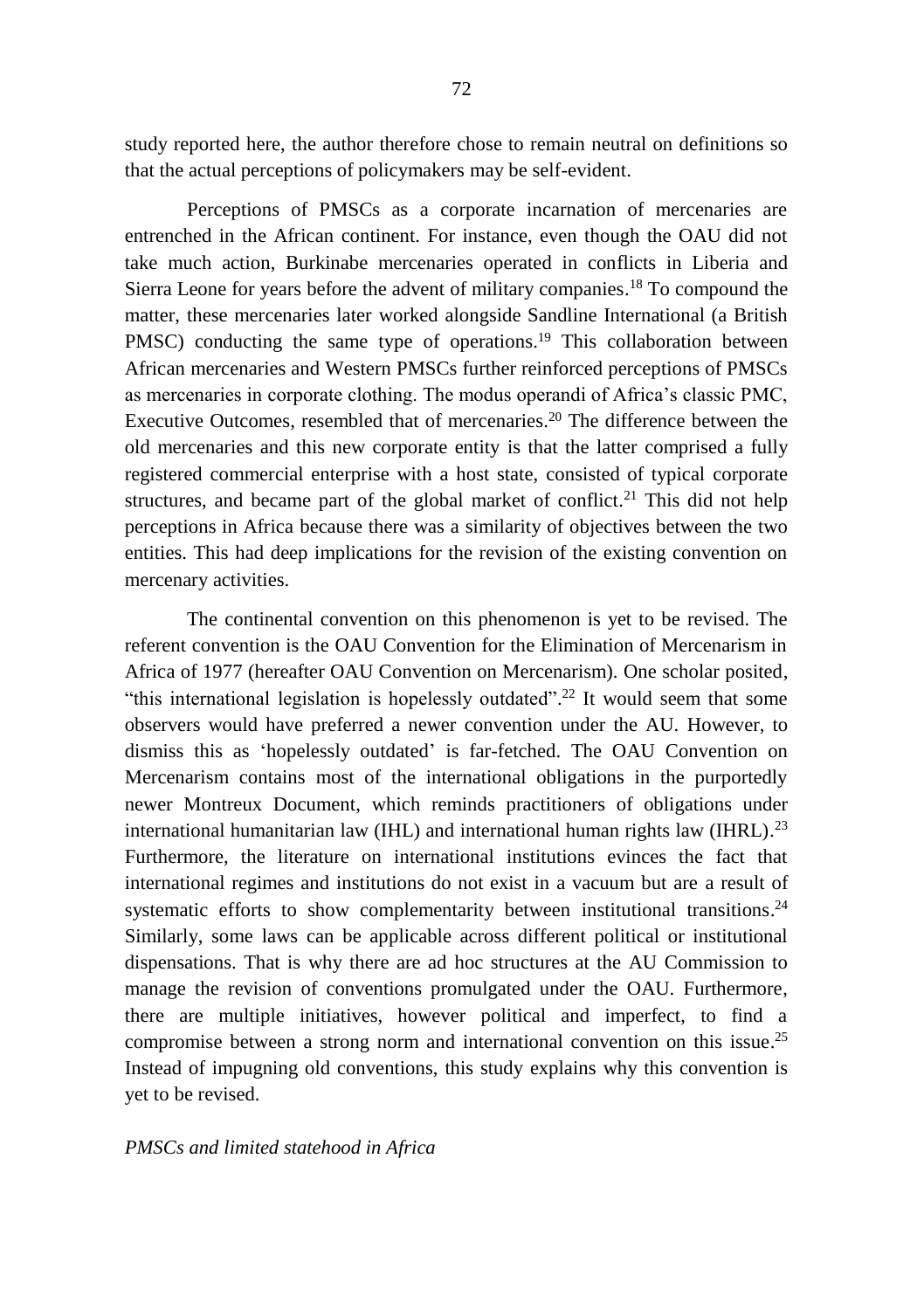study reported here, the author therefore chose to remain neutral on definitions so that the actual perceptions of policymakers may be self-evident.

Perceptions of PMSCs as a corporate incarnation of mercenaries are entrenched in the African continent. For instance, even though the OAU did not take much action, Burkinabe mercenaries operated in conflicts in Liberia and Sierra Leone for years before the advent of military companies.[18] To compound the matter, these mercenaries later worked alongside Sandline International (a British PMSC) conducting the same type of operations.[19] This collaboration between African mercenaries and Western PMSCs further reinforced perceptions of PMSCs as mercenaries in corporate clothing. The modus operandi of Africa's classic PMC, Executive Outcomes, resembled that of mercenaries.[20] The difference between the old mercenaries and this new corporate entity is that the latter comprised a fully registered commercial enterprise with a host state, consisted of typical corporate structures, and became part of the global market of conflict.[21] This did not help perceptions in Africa because there was a similarity of objectives between the two entities. This had deep implications for the revision of the existing convention on mercenary activities.

The continental convention on this phenomenon is yet to be revised. The referent convention is the OAU Convention for the Elimination of Mercenarism in Africa of 1977 (hereafter OAU Convention on Mercenarism). One scholar posited, "this international legislation is hopelessly outdated".[22] It would seem that some observers would have preferred a newer convention under the AU. However, to dismiss this as 'hopelessly outdated' is far-fetched. The OAU Convention on Mercenarism contains most of the international obligations in the purportedly newer Montreux Document, which reminds practitioners of obligations under international humanitarian law (IHL) and international human rights law (IHRL).[23] Furthermore, the literature on international institutions evinces the fact that international regimes and institutions do not exist in a vacuum but are a result of systematic efforts to show complementarity between institutional transitions.[24] Similarly, some laws can be applicable across different political or institutional dispensations. That is why there are ad hoc structures at the AU Commission to manage the revision of conventions promulgated under the OAU. Furthermore, there are multiple initiatives, however political and imperfect, to find a compromise between a strong norm and international convention on this issue.[25] Instead of impugning old conventions, this study explains why this convention is yet to be revised.

*PMSCs and limited statehood in Africa*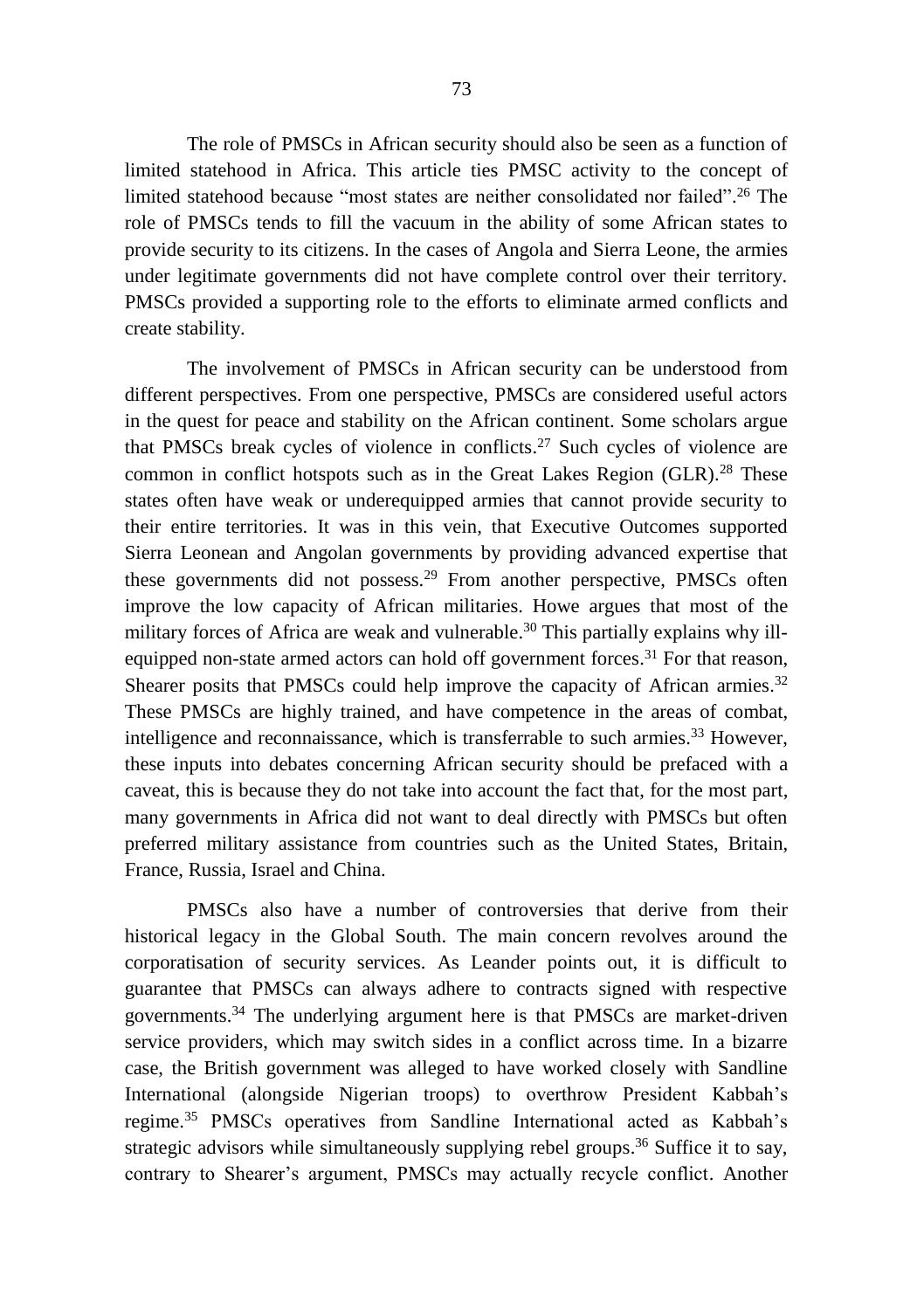The role of PMSCs in African security should also be seen as a function of limited statehood in Africa. This article ties PMSC activity to the concept of limited statehood because "most states are neither consolidated nor failed".[26] The role of PMSCs tends to fill the vacuum in the ability of some African states to provide security to its citizens. In the cases of Angola and Sierra Leone, the armies under legitimate governments did not have complete control over their territory. PMSCs provided a supporting role to the efforts to eliminate armed conflicts and create stability.

The involvement of PMSCs in African security can be understood from different perspectives. From one perspective, PMSCs are considered useful actors in the quest for peace and stability on the African continent. Some scholars argue that PMSCs break cycles of violence in conflicts.[27] Such cycles of violence are common in conflict hotspots such as in the Great Lakes Region (GLR).[28] These states often have weak or underequipped armies that cannot provide security to their entire territories. It was in this vein, that Executive Outcomes supported Sierra Leonean and Angolan governments by providing advanced expertise that these governments did not possess.[29] From another perspective, PMSCs often improve the low capacity of African militaries. Howe argues that most of the military forces of Africa are weak and vulnerable.[30] This partially explains why ill-equipped non-state armed actors can hold off government forces.[31] For that reason, Shearer posits that PMSCs could help improve the capacity of African armies.[32] These PMSCs are highly trained, and have competence in the areas of combat, intelligence and reconnaissance, which is transferrable to such armies.[33] However, these inputs into debates concerning African security should be prefaced with a caveat, this is because they do not take into account the fact that, for the most part, many governments in Africa did not want to deal directly with PMSCs but often preferred military assistance from countries such as the United States, Britain, France, Russia, Israel and China.

PMSCs also have a number of controversies that derive from their historical legacy in the Global South. The main concern revolves around the corporatisation of security services. As Leander points out, it is difficult to guarantee that PMSCs can always adhere to contracts signed with respective governments.[34] The underlying argument here is that PMSCs are market-driven service providers, which may switch sides in a conflict across time. In a bizarre case, the British government was alleged to have worked closely with Sandline International (alongside Nigerian troops) to overthrow President Kabbah's regime.[35] PMSCs operatives from Sandline International acted as Kabbah's strategic advisors while simultaneously supplying rebel groups.[36] Suffice it to say, contrary to Shearer's argument, PMSCs may actually recycle conflict. Another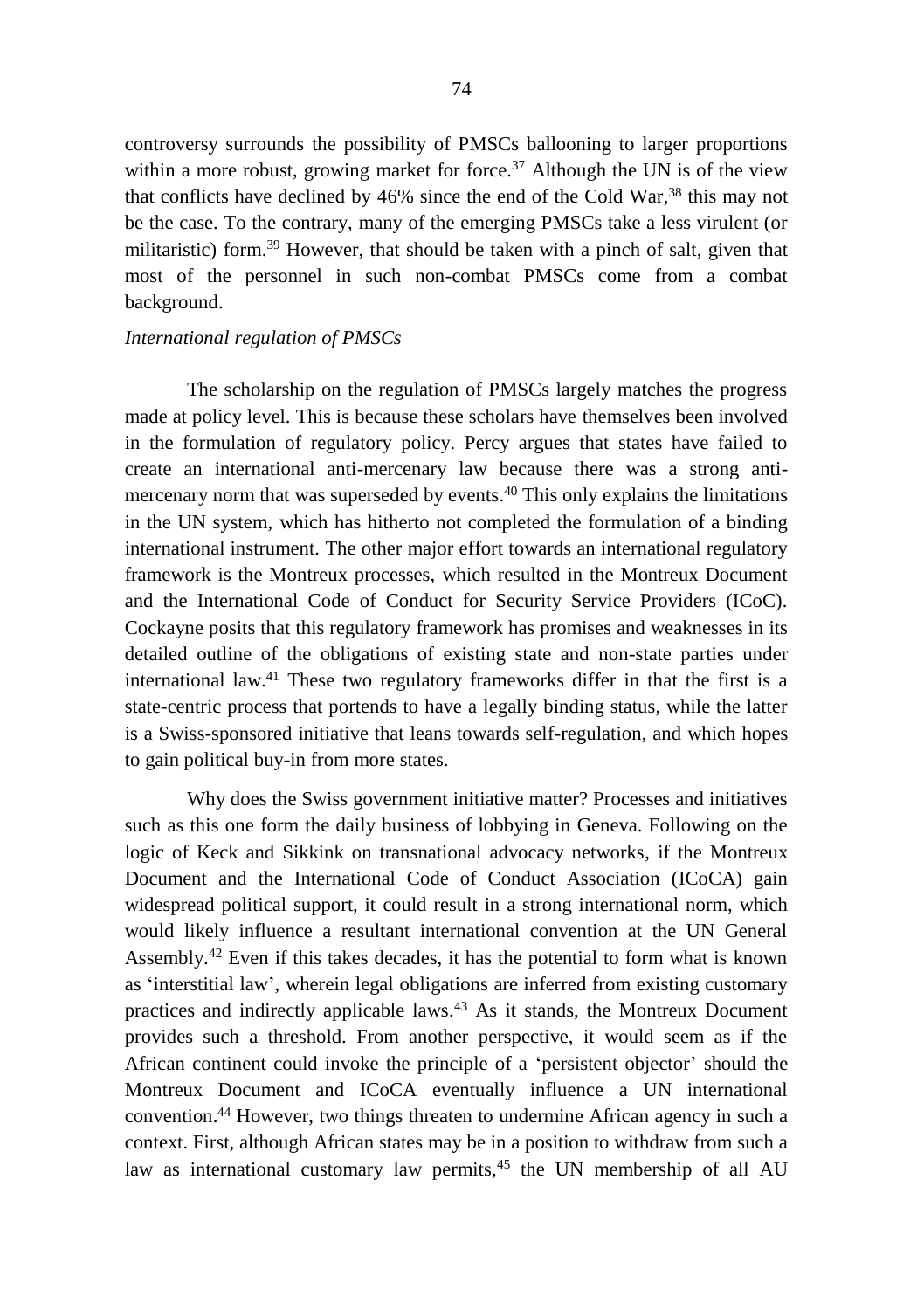controversy surrounds the possibility of PMSCs ballooning to larger proportions within a more robust, growing market for force.[37] Although the UN is of the view that conflicts have declined by 46% since the end of the Cold War,[38] this may not be the case. To the contrary, many of the emerging PMSCs take a less virulent (or militaristic) form.[39] However, that should be taken with a pinch of salt, given that most of the personnel in such non-combat PMSCs come from a combat background.

*International regulation of PMSCs*

The scholarship on the regulation of PMSCs largely matches the progress made at policy level. This is because these scholars have themselves been involved in the formulation of regulatory policy. Percy argues that states have failed to create an international anti-mercenary law because there was a strong anti-mercenary norm that was superseded by events.[40] This only explains the limitations in the UN system, which has hitherto not completed the formulation of a binding international instrument. The other major effort towards an international regulatory framework is the Montreux processes, which resulted in the Montreux Document and the International Code of Conduct for Security Service Providers (ICoC). Cockayne posits that this regulatory framework has promises and weaknesses in its detailed outline of the obligations of existing state and non-state parties under international law.[41] These two regulatory frameworks differ in that the first is a state-centric process that portends to have a legally binding status, while the latter is a Swiss-sponsored initiative that leans towards self-regulation, and which hopes to gain political buy-in from more states.

Why does the Swiss government initiative matter? Processes and initiatives such as this one form the daily business of lobbying in Geneva. Following on the logic of Keck and Sikkink on transnational advocacy networks, if the Montreux Document and the International Code of Conduct Association (ICoCA) gain widespread political support, it could result in a strong international norm, which would likely influence a resultant international convention at the UN General Assembly.[42] Even if this takes decades, it has the potential to form what is known as 'interstitial law', wherein legal obligations are inferred from existing customary practices and indirectly applicable laws.[43] As it stands, the Montreux Document provides such a threshold. From another perspective, it would seem as if the African continent could invoke the principle of a 'persistent objector' should the Montreux Document and ICoCA eventually influence a UN international convention.[44] However, two things threaten to undermine African agency in such a context. First, although African states may be in a position to withdraw from such a law as international customary law permits,[45] the UN membership of all AU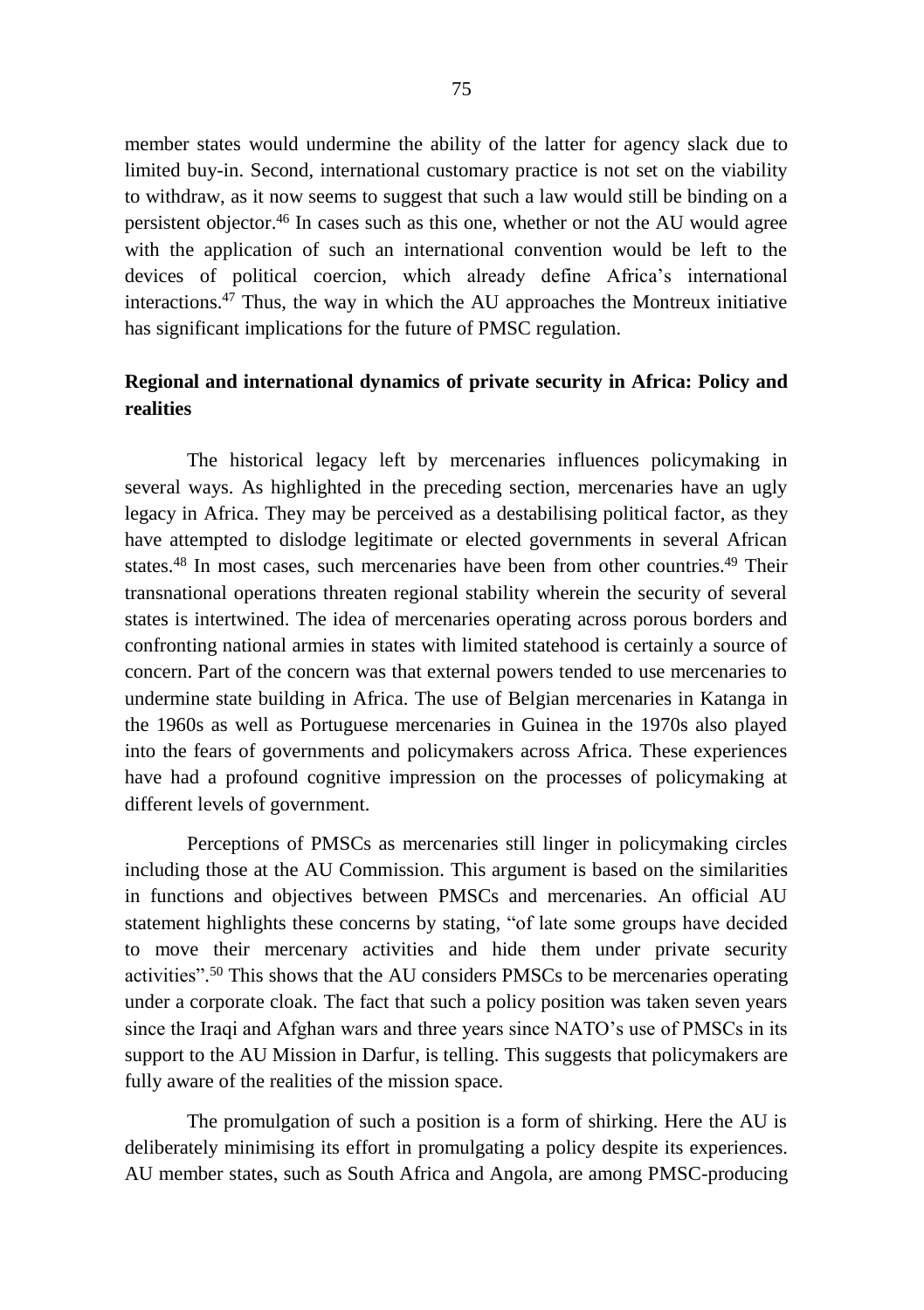member states would undermine the ability of the latter for agency slack due to limited buy-in. Second, international customary practice is not set on the viability to withdraw, as it now seems to suggest that such a law would still be binding on a persistent objector.[46] In cases such as this one, whether or not the AU would agree with the application of such an international convention would be left to the devices of political coercion, which already define Africa's international interactions.[47] Thus, the way in which the AU approaches the Montreux initiative has significant implications for the future of PMSC regulation.

## Regional and international dynamics of private security in Africa: Policy and realities

The historical legacy left by mercenaries influences policymaking in several ways. As highlighted in the preceding section, mercenaries have an ugly legacy in Africa. They may be perceived as a destabilising political factor, as they have attempted to dislodge legitimate or elected governments in several African states.[48] In most cases, such mercenaries have been from other countries.[49] Their transnational operations threaten regional stability wherein the security of several states is intertwined. The idea of mercenaries operating across porous borders and confronting national armies in states with limited statehood is certainly a source of concern. Part of the concern was that external powers tended to use mercenaries to undermine state building in Africa. The use of Belgian mercenaries in Katanga in the 1960s as well as Portuguese mercenaries in Guinea in the 1970s also played into the fears of governments and policymakers across Africa. These experiences have had a profound cognitive impression on the processes of policymaking at different levels of government.

Perceptions of PMSCs as mercenaries still linger in policymaking circles including those at the AU Commission. This argument is based on the similarities in functions and objectives between PMSCs and mercenaries. An official AU statement highlights these concerns by stating, "of late some groups have decided to move their mercenary activities and hide them under private security activities".[50] This shows that the AU considers PMSCs to be mercenaries operating under a corporate cloak. The fact that such a policy position was taken seven years since the Iraqi and Afghan wars and three years since NATO's use of PMSCs in its support to the AU Mission in Darfur, is telling. This suggests that policymakers are fully aware of the realities of the mission space.

The promulgation of such a position is a form of shirking. Here the AU is deliberately minimising its effort in promulgating a policy despite its experiences. AU member states, such as South Africa and Angola, are among PMSC-producing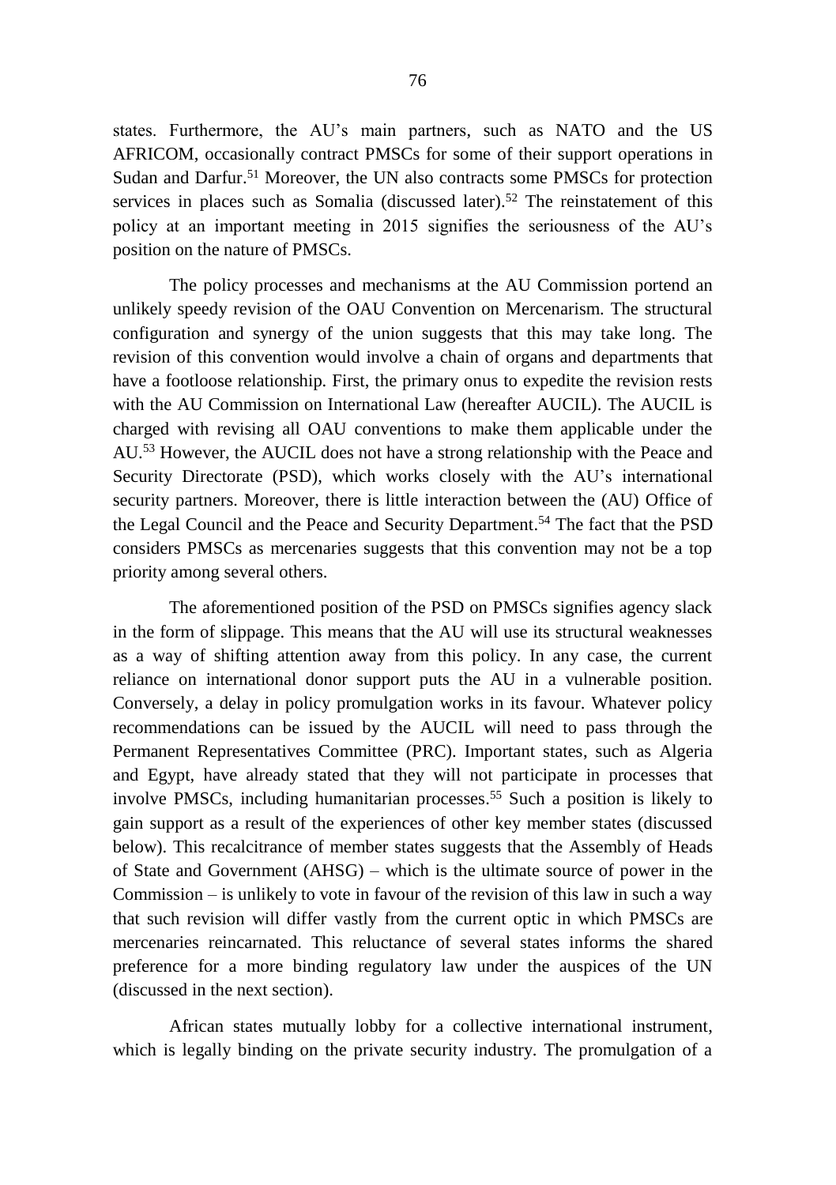states. Furthermore, the AU's main partners, such as NATO and the US AFRICOM, occasionally contract PMSCs for some of their support operations in Sudan and Darfur.[51] Moreover, the UN also contracts some PMSCs for protection services in places such as Somalia (discussed later).[52] The reinstatement of this policy at an important meeting in 2015 signifies the seriousness of the AU's position on the nature of PMSCs.

The policy processes and mechanisms at the AU Commission portend an unlikely speedy revision of the OAU Convention on Mercenarism. The structural configuration and synergy of the union suggests that this may take long. The revision of this convention would involve a chain of organs and departments that have a footloose relationship. First, the primary onus to expedite the revision rests with the AU Commission on International Law (hereafter AUCIL). The AUCIL is charged with revising all OAU conventions to make them applicable under the AU.[53] However, the AUCIL does not have a strong relationship with the Peace and Security Directorate (PSD), which works closely with the AU's international security partners. Moreover, there is little interaction between the (AU) Office of the Legal Council and the Peace and Security Department.[54] The fact that the PSD considers PMSCs as mercenaries suggests that this convention may not be a top priority among several others.

The aforementioned position of the PSD on PMSCs signifies agency slack in the form of slippage. This means that the AU will use its structural weaknesses as a way of shifting attention away from this policy. In any case, the current reliance on international donor support puts the AU in a vulnerable position. Conversely, a delay in policy promulgation works in its favour. Whatever policy recommendations can be issued by the AUCIL will need to pass through the Permanent Representatives Committee (PRC). Important states, such as Algeria and Egypt, have already stated that they will not participate in processes that involve PMSCs, including humanitarian processes.[55] Such a position is likely to gain support as a result of the experiences of other key member states (discussed below). This recalcitrance of member states suggests that the Assembly of Heads of State and Government (AHSG) – which is the ultimate source of power in the Commission – is unlikely to vote in favour of the revision of this law in such a way that such revision will differ vastly from the current optic in which PMSCs are mercenaries reincarnated. This reluctance of several states informs the shared preference for a more binding regulatory law under the auspices of the UN (discussed in the next section).

African states mutually lobby for a collective international instrument, which is legally binding on the private security industry. The promulgation of a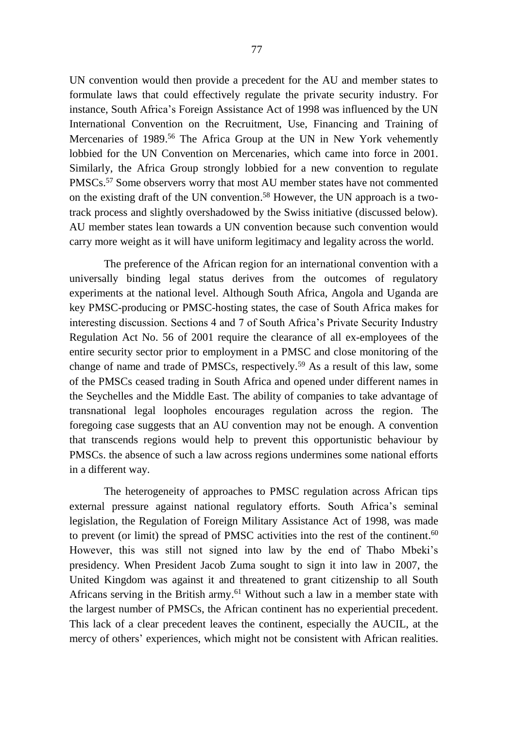UN convention would then provide a precedent for the AU and member states to formulate laws that could effectively regulate the private security industry. For instance, South Africa's Foreign Assistance Act of 1998 was influenced by the UN International Convention on the Recruitment, Use, Financing and Training of Mercenaries of 1989.[56] The Africa Group at the UN in New York vehemently lobbied for the UN Convention on Mercenaries, which came into force in 2001. Similarly, the Africa Group strongly lobbied for a new convention to regulate PMSCs.[57] Some observers worry that most AU member states have not commented on the existing draft of the UN convention.[58] However, the UN approach is a two-track process and slightly overshadowed by the Swiss initiative (discussed below). AU member states lean towards a UN convention because such convention would carry more weight as it will have uniform legitimacy and legality across the world.

The preference of the African region for an international convention with a universally binding legal status derives from the outcomes of regulatory experiments at the national level. Although South Africa, Angola and Uganda are key PMSC-producing or PMSC-hosting states, the case of South Africa makes for interesting discussion. Sections 4 and 7 of South Africa's Private Security Industry Regulation Act No. 56 of 2001 require the clearance of all ex-employees of the entire security sector prior to employment in a PMSC and close monitoring of the change of name and trade of PMSCs, respectively.[59] As a result of this law, some of the PMSCs ceased trading in South Africa and opened under different names in the Seychelles and the Middle East. The ability of companies to take advantage of transnational legal loopholes encourages regulation across the region. The foregoing case suggests that an AU convention may not be enough. A convention that transcends regions would help to prevent this opportunistic behaviour by PMSCs. the absence of such a law across regions undermines some national efforts in a different way.

The heterogeneity of approaches to PMSC regulation across African tips external pressure against national regulatory efforts. South Africa's seminal legislation, the Regulation of Foreign Military Assistance Act of 1998, was made to prevent (or limit) the spread of PMSC activities into the rest of the continent.[60] However, this was still not signed into law by the end of Thabo Mbeki's presidency. When President Jacob Zuma sought to sign it into law in 2007, the United Kingdom was against it and threatened to grant citizenship to all South Africans serving in the British army.[61] Without such a law in a member state with the largest number of PMSCs, the African continent has no experiential precedent. This lack of a clear precedent leaves the continent, especially the AUCIL, at the mercy of others' experiences, which might not be consistent with African realities.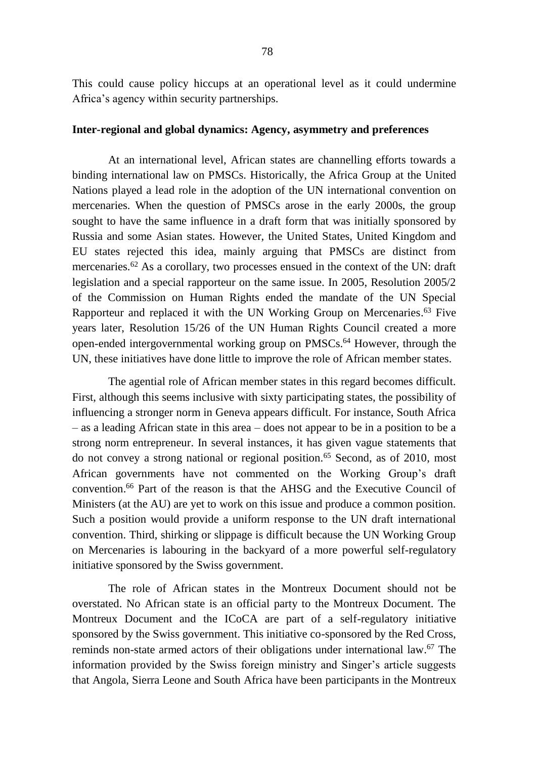This could cause policy hiccups at an operational level as it could undermine Africa's agency within security partnerships.

**Inter-regional and global dynamics: Agency, asymmetry and preferences**

At an international level, African states are channelling efforts towards a binding international law on PMSCs. Historically, the Africa Group at the United Nations played a lead role in the adoption of the UN international convention on mercenaries. When the question of PMSCs arose in the early 2000s, the group sought to have the same influence in a draft form that was initially sponsored by Russia and some Asian states. However, the United States, United Kingdom and EU states rejected this idea, mainly arguing that PMSCs are distinct from mercenaries.[62] As a corollary, two processes ensued in the context of the UN: draft legislation and a special rapporteur on the same issue. In 2005, Resolution 2005/2 of the Commission on Human Rights ended the mandate of the UN Special Rapporteur and replaced it with the UN Working Group on Mercenaries.[63] Five years later, Resolution 15/26 of the UN Human Rights Council created a more open-ended intergovernmental working group on PMSCs.[64] However, through the UN, these initiatives have done little to improve the role of African member states.

The agential role of African member states in this regard becomes difficult. First, although this seems inclusive with sixty participating states, the possibility of influencing a stronger norm in Geneva appears difficult. For instance, South Africa – as a leading African state in this area – does not appear to be in a position to be a strong norm entrepreneur. In several instances, it has given vague statements that do not convey a strong national or regional position.[65] Second, as of 2010, most African governments have not commented on the Working Group's draft convention.[66] Part of the reason is that the AHSG and the Executive Council of Ministers (at the AU) are yet to work on this issue and produce a common position. Such a position would provide a uniform response to the UN draft international convention. Third, shirking or slippage is difficult because the UN Working Group on Mercenaries is labouring in the backyard of a more powerful self-regulatory initiative sponsored by the Swiss government.

The role of African states in the Montreux Document should not be overstated. No African state is an official party to the Montreux Document. The Montreux Document and the ICoCA are part of a self-regulatory initiative sponsored by the Swiss government. This initiative co-sponsored by the Red Cross, reminds non-state armed actors of their obligations under international law.[67] The information provided by the Swiss foreign ministry and Singer's article suggests that Angola, Sierra Leone and South Africa have been participants in the Montreux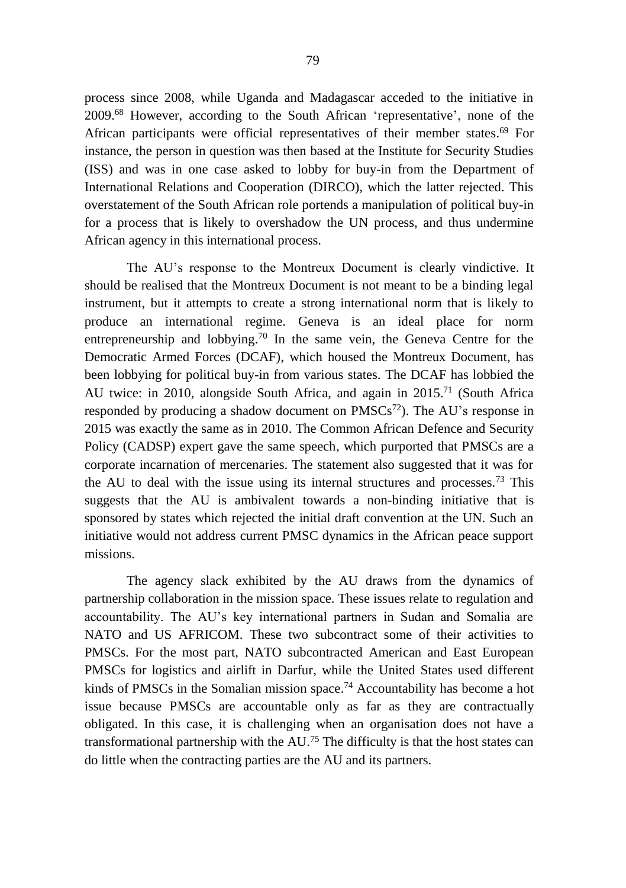process since 2008, while Uganda and Madagascar acceded to the initiative in 2009.[68] However, according to the South African 'representative', none of the African participants were official representatives of their member states.[69] For instance, the person in question was then based at the Institute for Security Studies (ISS) and was in one case asked to lobby for buy-in from the Department of International Relations and Cooperation (DIRCO), which the latter rejected. This overstatement of the South African role portends a manipulation of political buy-in for a process that is likely to overshadow the UN process, and thus undermine African agency in this international process.

The AU's response to the Montreux Document is clearly vindictive. It should be realised that the Montreux Document is not meant to be a binding legal instrument, but it attempts to create a strong international norm that is likely to produce an international regime. Geneva is an ideal place for norm entrepreneurship and lobbying.[70] In the same vein, the Geneva Centre for the Democratic Armed Forces (DCAF), which housed the Montreux Document, has been lobbying for political buy-in from various states. The DCAF has lobbied the AU twice: in 2010, alongside South Africa, and again in 2015.[71] (South Africa responded by producing a shadow document on PMSCs[72]). The AU's response in 2015 was exactly the same as in 2010. The Common African Defence and Security Policy (CADSP) expert gave the same speech, which purported that PMSCs are a corporate incarnation of mercenaries. The statement also suggested that it was for the AU to deal with the issue using its internal structures and processes.[73] This suggests that the AU is ambivalent towards a non-binding initiative that is sponsored by states which rejected the initial draft convention at the UN. Such an initiative would not address current PMSC dynamics in the African peace support missions.

The agency slack exhibited by the AU draws from the dynamics of partnership collaboration in the mission space. These issues relate to regulation and accountability. The AU's key international partners in Sudan and Somalia are NATO and US AFRICOM. These two subcontract some of their activities to PMSCs. For the most part, NATO subcontracted American and East European PMSCs for logistics and airlift in Darfur, while the United States used different kinds of PMSCs in the Somalian mission space.[74] Accountability has become a hot issue because PMSCs are accountable only as far as they are contractually obligated. In this case, it is challenging when an organisation does not have a transformational partnership with the AU.[75] The difficulty is that the host states can do little when the contracting parties are the AU and its partners.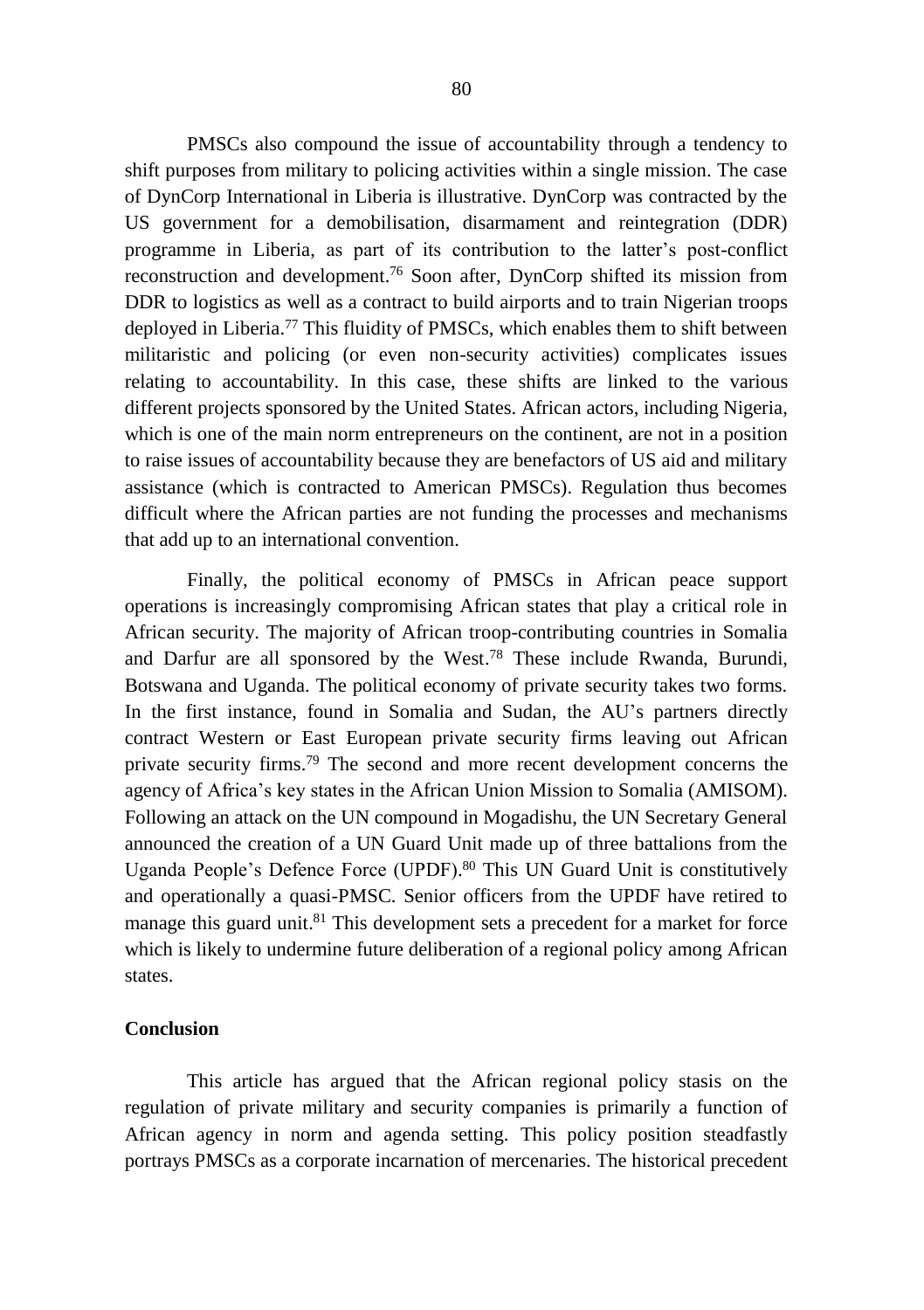PMSCs also compound the issue of accountability through a tendency to shift purposes from military to policing activities within a single mission. The case of DynCorp International in Liberia is illustrative. DynCorp was contracted by the US government for a demobilisation, disarmament and reintegration (DDR) programme in Liberia, as part of its contribution to the latter's post-conflict reconstruction and development.[76] Soon after, DynCorp shifted its mission from DDR to logistics as well as a contract to build airports and to train Nigerian troops deployed in Liberia.[77] This fluidity of PMSCs, which enables them to shift between militaristic and policing (or even non-security activities) complicates issues relating to accountability. In this case, these shifts are linked to the various different projects sponsored by the United States. African actors, including Nigeria, which is one of the main norm entrepreneurs on the continent, are not in a position to raise issues of accountability because they are benefactors of US aid and military assistance (which is contracted to American PMSCs). Regulation thus becomes difficult where the African parties are not funding the processes and mechanisms that add up to an international convention.

Finally, the political economy of PMSCs in African peace support operations is increasingly compromising African states that play a critical role in African security. The majority of African troop-contributing countries in Somalia and Darfur are all sponsored by the West.[78] These include Rwanda, Burundi, Botswana and Uganda. The political economy of private security takes two forms. In the first instance, found in Somalia and Sudan, the AU's partners directly contract Western or East European private security firms leaving out African private security firms.[79] The second and more recent development concerns the agency of Africa's key states in the African Union Mission to Somalia (AMISOM). Following an attack on the UN compound in Mogadishu, the UN Secretary General announced the creation of a UN Guard Unit made up of three battalions from the Uganda People's Defence Force (UPDF).[80] This UN Guard Unit is constitutively and operationally a quasi-PMSC. Senior officers from the UPDF have retired to manage this guard unit.[81] This development sets a precedent for a market for force which is likely to undermine future deliberation of a regional policy among African states.

## Conclusion

This article has argued that the African regional policy stasis on the regulation of private military and security companies is primarily a function of African agency in norm and agenda setting. This policy position steadfastly portrays PMSCs as a corporate incarnation of mercenaries. The historical precedent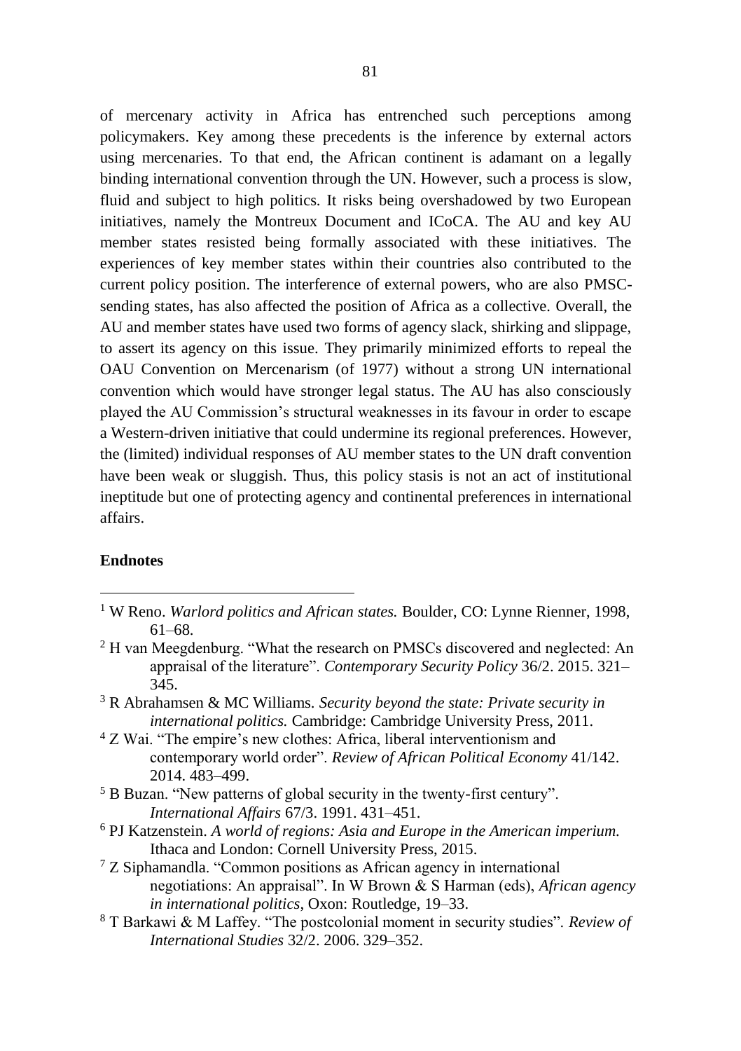of mercenary activity in Africa has entrenched such perceptions among policymakers. Key among these precedents is the inference by external actors using mercenaries. To that end, the African continent is adamant on a legally binding international convention through the UN. However, such a process is slow, fluid and subject to high politics. It risks being overshadowed by two European initiatives, namely the Montreux Document and ICoCA. The AU and key AU member states resisted being formally associated with these initiatives. The experiences of key member states within their countries also contributed to the current policy position. The interference of external powers, who are also PMSC-sending states, has also affected the position of Africa as a collective. Overall, the AU and member states have used two forms of agency slack, shirking and slippage, to assert its agency on this issue. They primarily minimized efforts to repeal the OAU Convention on Mercenarism (of 1977) without a strong UN international convention which would have stronger legal status. The AU has also consciously played the AU Commission's structural weaknesses in its favour in order to escape a Western-driven initiative that could undermine its regional preferences. However, the (limited) individual responses of AU member states to the UN draft convention have been weak or sluggish. Thus, this policy stasis is not an act of institutional ineptitude but one of protecting agency and continental preferences in international affairs.

**Endnotes**

[1] W Reno. *Warlord politics and African states.* Boulder, CO: Lynne Rienner, 1998, 61–68.

[2] H van Meegdenburg. "What the research on PMSCs discovered and neglected: An appraisal of the literature". *Contemporary Security Policy* 36/2. 2015. 321–345.

[3] R Abrahamsen & MC Williams. *Security beyond the state: Private security in international politics.* Cambridge: Cambridge University Press, 2011.

[4] Z Wai. "The empire's new clothes: Africa, liberal interventionism and contemporary world order". *Review of African Political Economy* 41/142. 2014. 483–499.

[5] B Buzan. "New patterns of global security in the twenty-first century". *International Affairs* 67/3. 1991. 431–451.

[6] PJ Katzenstein. *A world of regions: Asia and Europe in the American imperium.* Ithaca and London: Cornell University Press, 2015.

[7] Z Siphamandla. "Common positions as African agency in international negotiations: An appraisal". In W Brown & S Harman (eds), *African agency in international politics*, Oxon: Routledge, 19–33.

[8] T Barkawi & M Laffey. "The postcolonial moment in security studies". *Review of International Studies* 32/2. 2006. 329–352.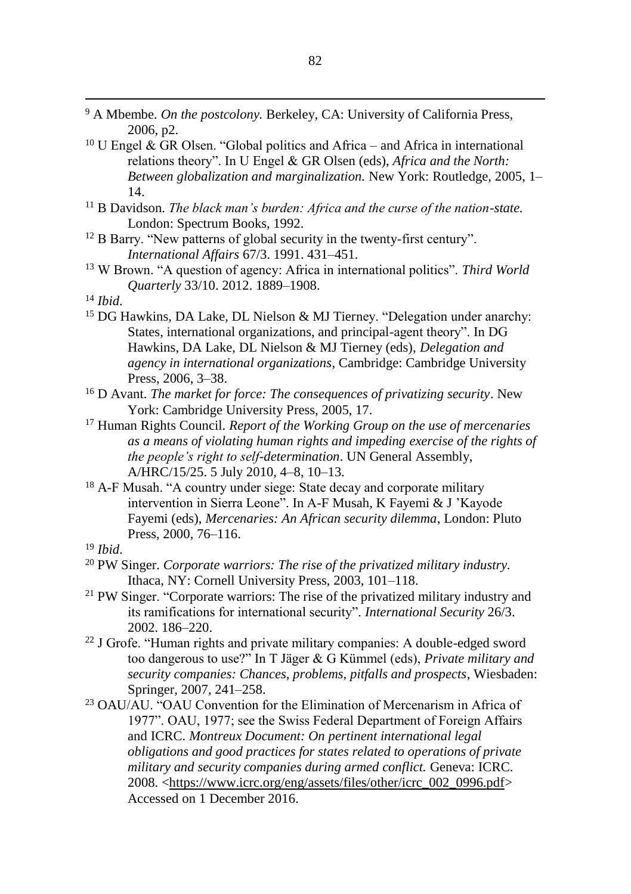[9] A Mbembe. *On the postcolony.* Berkeley, CA: University of California Press, 2006, p2.

[10] U Engel & GR Olsen. "Global politics and Africa – and Africa in international relations theory". In U Engel & GR Olsen (eds), *Africa and the North: Between globalization and marginalization.* New York: Routledge, 2005, 1–14.

[11] B Davidson. *The black man's burden: Africa and the curse of the nation-state.* London: Spectrum Books, 1992.

[12] B Barry. "New patterns of global security in the twenty-first century". *International Affairs* 67/3. 1991. 431–451.

[13] W Brown. "A question of agency: Africa in international politics". *Third World Quarterly* 33/10. 2012. 1889–1908.

[14] *Ibid*.

[15] DG Hawkins, DA Lake, DL Nielson & MJ Tierney. "Delegation under anarchy: States, international organizations, and principal-agent theory". In DG Hawkins, DA Lake, DL Nielson & MJ Tierney (eds), *Delegation and agency in international organizations*, Cambridge: Cambridge University Press, 2006, 3–38.

[16] D Avant. *The market for force: The consequences of privatizing security*. New York: Cambridge University Press, 2005, 17.

[17] Human Rights Council. *Report of the Working Group on the use of mercenaries as a means of violating human rights and impeding exercise of the rights of the people's right to self-determination*. UN General Assembly, A/HRC/15/25. 5 July 2010, 4–8, 10–13.

[18] A-F Musah. "A country under siege: State decay and corporate military intervention in Sierra Leone". In A-F Musah, K Fayemi & J 'Kayode Fayemi (eds), *Mercenaries: An African security dilemma*, London: Pluto Press, 2000, 76–116.

[19] *Ibid*.

[20] PW Singer. *Corporate warriors: The rise of the privatized military industry.* Ithaca, NY: Cornell University Press, 2003, 101–118.

[21] PW Singer. "Corporate warriors: The rise of the privatized military industry and its ramifications for international security". *International Security* 26/3. 2002. 186–220.

[22] J Grofe. "Human rights and private military companies: A double-edged sword too dangerous to use?" In T Jäger & G Kümmel (eds), *Private military and security companies: Chances, problems, pitfalls and prospects*, Wiesbaden: Springer, 2007, 241–258.

[23] OAU/AU. "OAU Convention for the Elimination of Mercenarism in Africa of 1977". OAU, 1977; see the Swiss Federal Department of Foreign Affairs and ICRC. *Montreux Document: On pertinent international legal obligations and good practices for states related to operations of private military and security companies during armed conflict.* Geneva: ICRC. 2008. <https://www.icrc.org/eng/assets/files/other/icrc_002_0996.pdf> Accessed on 1 December 2016.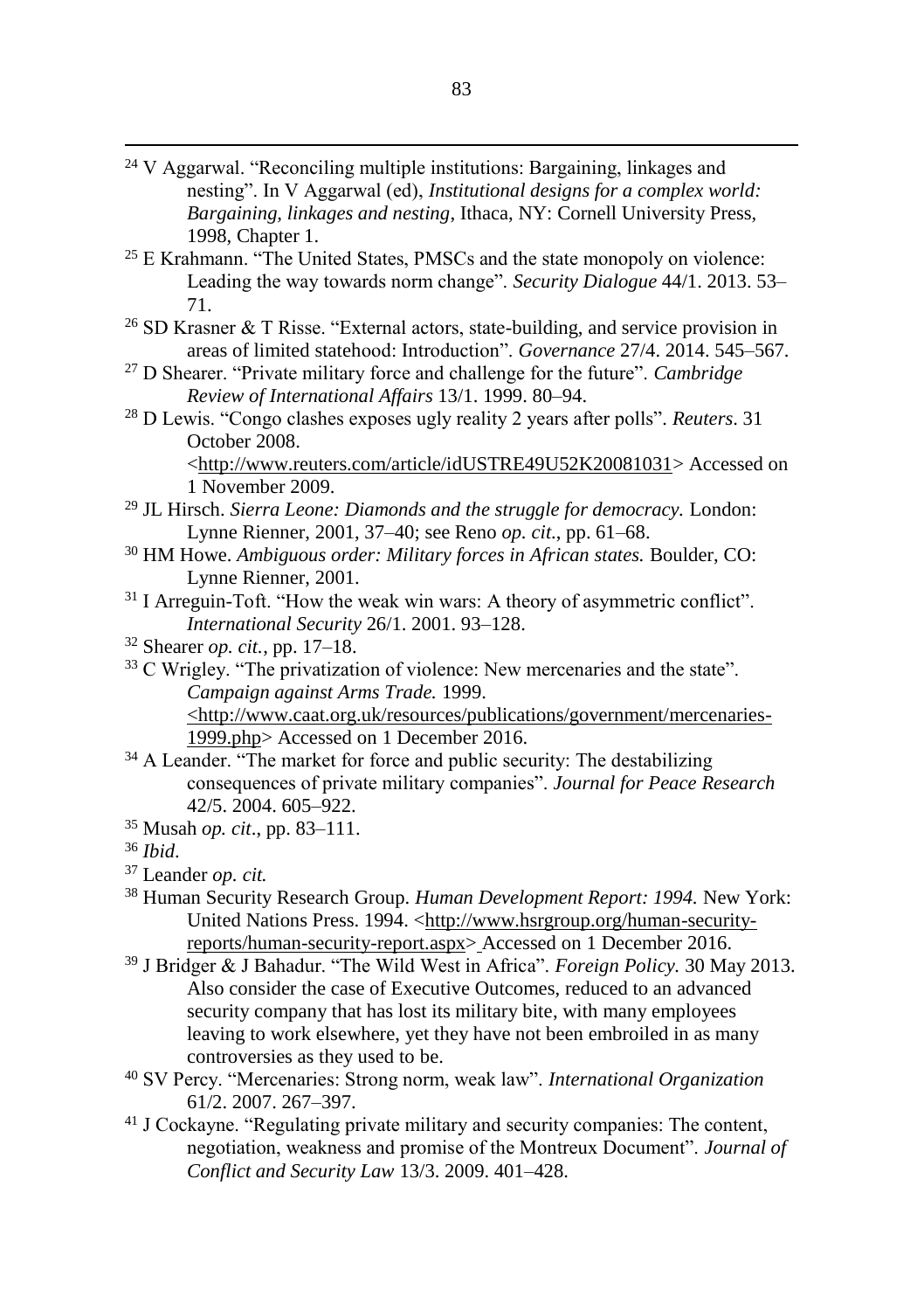[24] V Aggarwal. "Reconciling multiple institutions: Bargaining, linkages and nesting". In V Aggarwal (ed), *Institutional designs for a complex world: Bargaining, linkages and nesting*, Ithaca, NY: Cornell University Press, 1998, Chapter 1.

[25] E Krahmann. "The United States, PMSCs and the state monopoly on violence: Leading the way towards norm change". *Security Dialogue* 44/1. 2013. 53–71.

[26] SD Krasner & T Risse. "External actors, state-building, and service provision in areas of limited statehood: Introduction". *Governance* 27/4. 2014. 545–567.

[27] D Shearer. "Private military force and challenge for the future". *Cambridge Review of International Affairs* 13/1. 1999. 80–94.

[28] D Lewis. "Congo clashes exposes ugly reality 2 years after polls". *Reuters*. 31 October 2008. <http://www.reuters.com/article/idUSTRE49U52K20081031> Accessed on 1 November 2009.

[29] JL Hirsch. *Sierra Leone: Diamonds and the struggle for democracy.* London: Lynne Rienner, 2001, 37–40; see Reno *op. cit.*, pp. 61–68.

[30] HM Howe. *Ambiguous order: Military forces in African states.* Boulder, CO: Lynne Rienner, 2001.

[31] I Arreguin-Toft. "How the weak win wars: A theory of asymmetric conflict". *International Security* 26/1. 2001. 93–128.

[32] Shearer *op. cit.*, pp. 17–18.

[33] C Wrigley. "The privatization of violence: New mercenaries and the state". *Campaign against Arms Trade.* 1999. <http://www.caat.org.uk/resources/publications/government/mercenaries-1999.php> Accessed on 1 December 2016.

[34] A Leander. "The market for force and public security: The destabilizing consequences of private military companies". *Journal for Peace Research* 42/5. 2004. 605–922.

[35] Musah *op. cit*., pp. 83–111.

[36] *Ibid.*

[37] Leander *op. cit.*

[38] Human Security Research Group. *Human Development Report: 1994.* New York: United Nations Press. 1994. <http://www.hsrgroup.org/human-security-reports/human-security-report.aspx> Accessed on 1 December 2016.

[39] J Bridger & J Bahadur. "The Wild West in Africa". *Foreign Policy.* 30 May 2013. Also consider the case of Executive Outcomes, reduced to an advanced security company that has lost its military bite, with many employees leaving to work elsewhere, yet they have not been embroiled in as many controversies as they used to be.

[40] SV Percy. "Mercenaries: Strong norm, weak law". *International Organization* 61/2. 2007. 267–397.

[41] J Cockayne. "Regulating private military and security companies: The content, negotiation, weakness and promise of the Montreux Document". *Journal of Conflict and Security Law* 13/3. 2009. 401–428.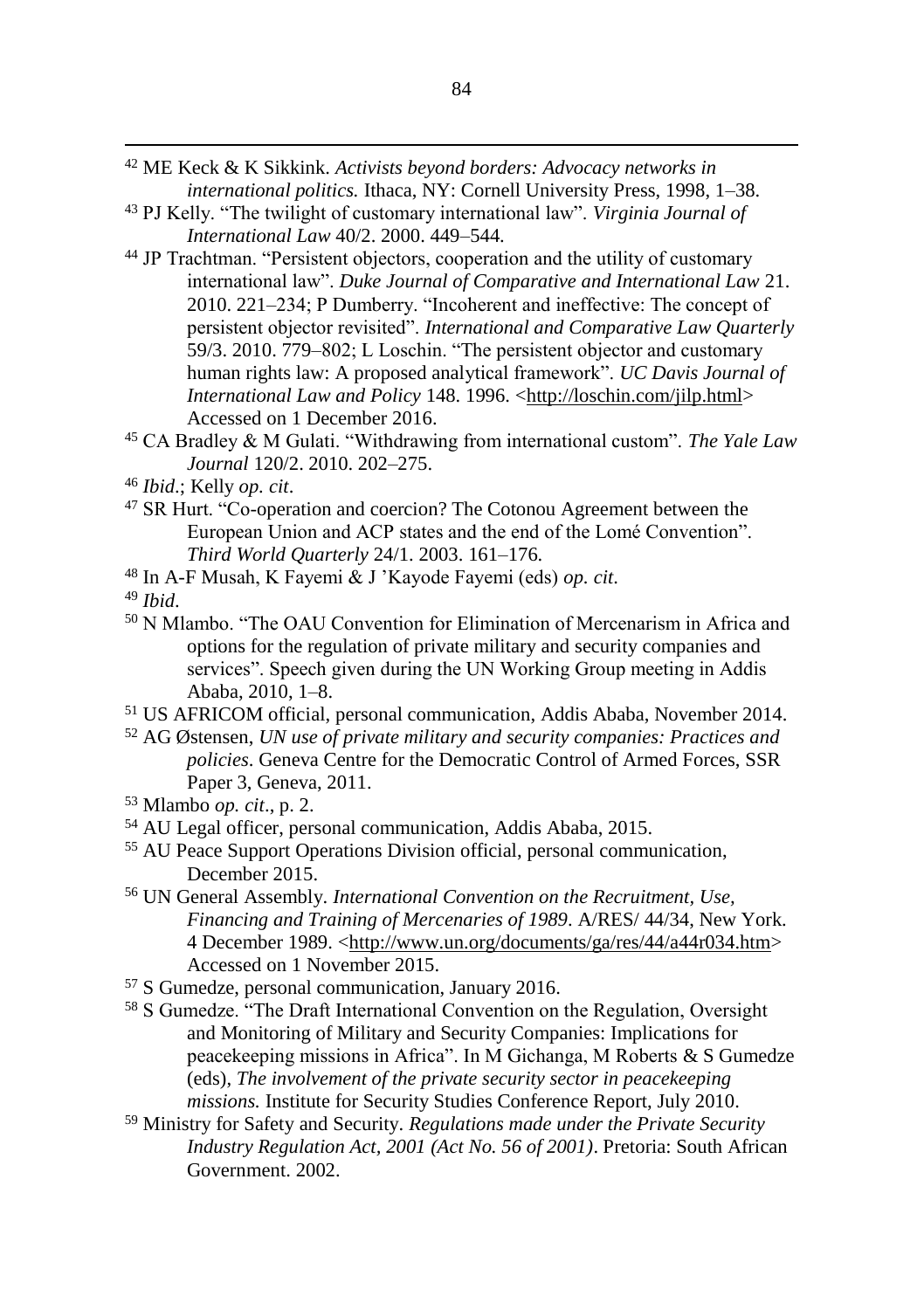[42] ME Keck & K Sikkink. *Activists beyond borders: Advocacy networks in international politics.* Ithaca, NY: Cornell University Press, 1998, 1–38.

[43] PJ Kelly. "The twilight of customary international law". *Virginia Journal of International Law* 40/2. 2000. 449–544.

[44] JP Trachtman. "Persistent objectors, cooperation and the utility of customary international law". *Duke Journal of Comparative and International Law* 21. 2010. 221–234; P Dumberry. "Incoherent and ineffective: The concept of persistent objector revisited". *International and Comparative Law Quarterly* 59/3. 2010. 779–802; L Loschin. "The persistent objector and customary human rights law: A proposed analytical framework". *UC Davis Journal of International Law and Policy* 148. 1996. <http://loschin.com/jilp.html> Accessed on 1 December 2016.

[45] CA Bradley & M Gulati. "Withdrawing from international custom". *The Yale Law Journal* 120/2. 2010. 202–275.

[46] *Ibid*.; Kelly *op. cit*.

[47] SR Hurt. "Co-operation and coercion? The Cotonou Agreement between the European Union and ACP states and the end of the Lomé Convention". *Third World Quarterly* 24/1. 2003. 161–176.

[48] In A-F Musah, K Fayemi & J 'Kayode Fayemi (eds) *op. cit*.

[49] *Ibid*.

[50] N Mlambo. "The OAU Convention for Elimination of Mercenarism in Africa and options for the regulation of private military and security companies and services". Speech given during the UN Working Group meeting in Addis Ababa, 2010, 1–8.

[51] US AFRICOM official, personal communication, Addis Ababa, November 2014.

[52] AG Østensen, *UN use of private military and security companies: Practices and policies*. Geneva Centre for the Democratic Control of Armed Forces, SSR Paper 3, Geneva, 2011.

[53] Mlambo *op. cit*., p. 2.

[54] AU Legal officer, personal communication, Addis Ababa, 2015.

[55] AU Peace Support Operations Division official, personal communication, December 2015.

[56] UN General Assembly. *International Convention on the Recruitment, Use, Financing and Training of Mercenaries of 1989*. A/RES/ 44/34, New York. 4 December 1989. <http://www.un.org/documents/ga/res/44/a44r034.htm> Accessed on 1 November 2015.

[57] S Gumedze, personal communication, January 2016.

[58] S Gumedze. "The Draft International Convention on the Regulation, Oversight and Monitoring of Military and Security Companies: Implications for peacekeeping missions in Africa". In M Gichanga, M Roberts & S Gumedze (eds), *The involvement of the private security sector in peacekeeping missions.* Institute for Security Studies Conference Report, July 2010.

[59] Ministry for Safety and Security. *Regulations made under the Private Security Industry Regulation Act, 2001 (Act No. 56 of 2001)*. Pretoria: South African Government. 2002.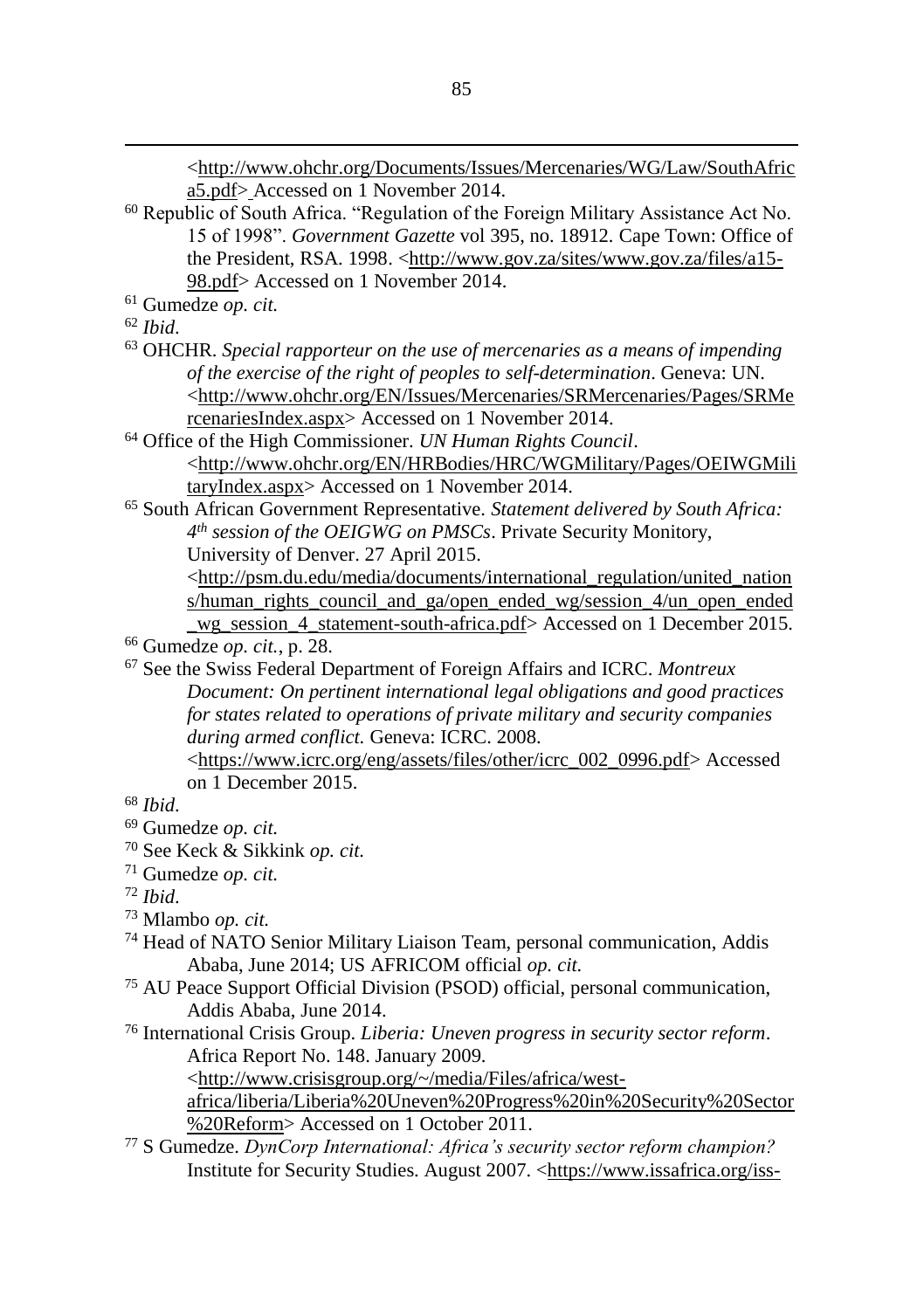<http://www.ohchr.org/Documents/Issues/Mercenaries/WG/Law/SouthAfrica5.pdf> Accessed on 1 November 2014.

[60] Republic of South Africa. "Regulation of the Foreign Military Assistance Act No. 15 of 1998". *Government Gazette* vol 395, no. 18912. Cape Town: Office of the President, RSA. 1998. <http://www.gov.za/sites/www.gov.za/files/a15-98.pdf> Accessed on 1 November 2014.

[61] Gumedze *op. cit.*

[62] *Ibid.*

[63] OHCHR. *Special rapporteur on the use of mercenaries as a means of impending of the exercise of the right of peoples to self-determination*. Geneva: UN. <http://www.ohchr.org/EN/Issues/Mercenaries/SRMercenaries/Pages/SRMercenariesIndex.aspx> Accessed on 1 November 2014.

[64] Office of the High Commissioner. *UN Human Rights Council*. <http://www.ohchr.org/EN/HRBodies/HRC/WGMilitary/Pages/OEIWGMilitaryIndex.aspx> Accessed on 1 November 2014.

[65] South African Government Representative. *Statement delivered by South Africa: 4th session of the OEIGWG on PMSCs*. Private Security Monitory, University of Denver. 27 April 2015. <http://psm.du.edu/media/documents/international_regulation/united_nations/human_rights_council_and_ga/open_ended_wg/session_4/un_open_ended_wg_session_4_statement-south-africa.pdf> Accessed on 1 December 2015.

[66] Gumedze *op. cit.*, p. 28.

[67] See the Swiss Federal Department of Foreign Affairs and ICRC. *Montreux Document: On pertinent international legal obligations and good practices for states related to operations of private military and security companies during armed conflict.* Geneva: ICRC. 2008. <https://www.icrc.org/eng/assets/files/other/icrc_002_0996.pdf> Accessed on 1 December 2015.

[68] *Ibid.*

[69] Gumedze *op. cit.*

[70] See Keck & Sikkink *op. cit.*

[71] Gumedze *op. cit.*

[72] *Ibid.*

[73] Mlambo *op. cit.*

[74] Head of NATO Senior Military Liaison Team, personal communication, Addis Ababa, June 2014; US AFRICOM official *op. cit.*

[75] AU Peace Support Official Division (PSOD) official, personal communication, Addis Ababa, June 2014.

[76] International Crisis Group. *Liberia: Uneven progress in security sector reform*. Africa Report No. 148. January 2009. <http://www.crisisgroup.org/~/media/Files/africa/west-africa/liberia/Liberia%20Uneven%20Progress%20in%20Security%20Sector%20Reform> Accessed on 1 October 2011.

[77] S Gumedze. *DynCorp International: Africa's security sector reform champion?* Institute for Security Studies. August 2007. <https://www.issafrica.org/iss-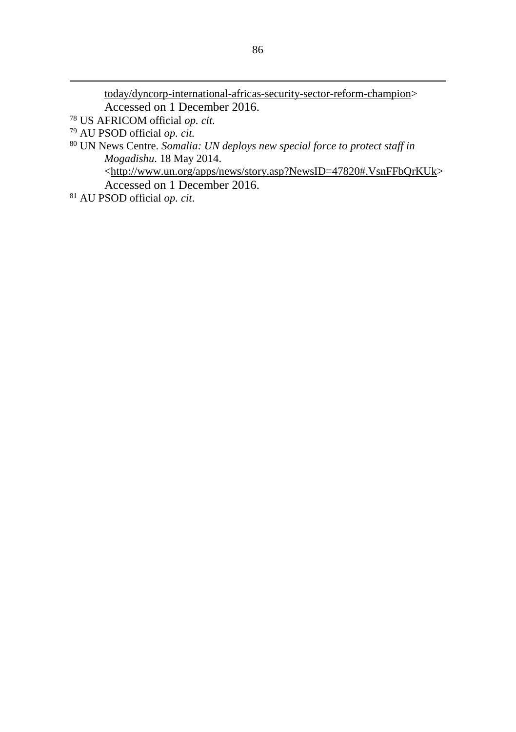today/dyncorp-international-africas-security-sector-reform-champion> Accessed on 1 December 2016.

[78] US AFRICOM official *op. cit*.

[79] AU PSOD official *op. cit.*

[80] UN News Centre. *Somalia: UN deploys new special force to protect staff in Mogadishu*. 18 May 2014. <http://www.un.org/apps/news/story.asp?NewsID=47820#.VsnFFbQrKUk> Accessed on 1 December 2016.

[81] AU PSOD official *op. cit*.